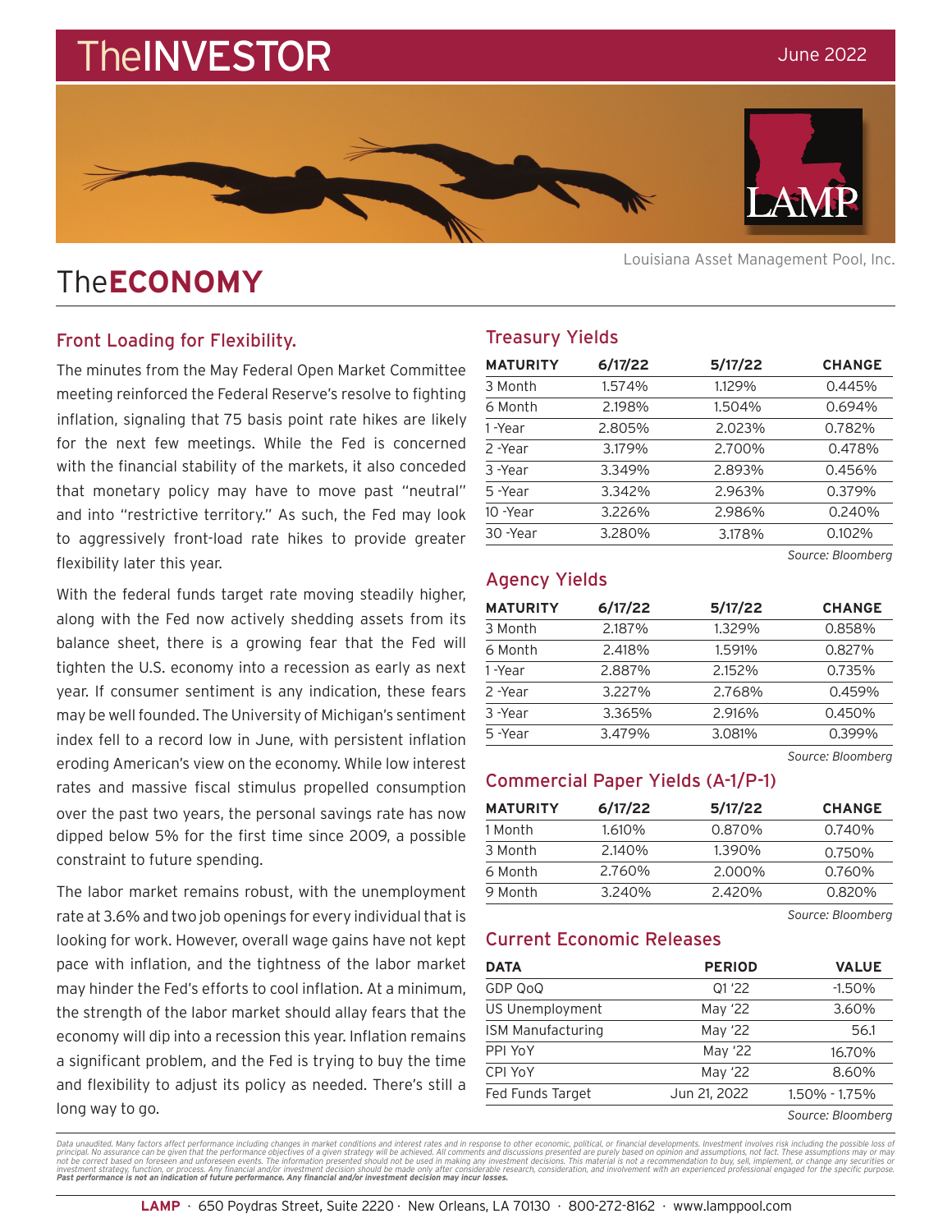# TheINVESTOR

June 2022

Louisiana Asset Management Pool, Inc.

## TheECONOMY

### Front Loading for Flexibility.

The minutes from the May Federal Open Market Committee meeting reinforced the Federal Reserve's resolve to fighting inflation, signaling that 75 basis point rate hikes are likely for the next few meetings. While the Fed is concerned with the financial stability of the markets, it also conceded that monetary policy may have to move past "neutral" and into "restrictive territory." As such, the Fed may look to aggressively front-load rate hikes to provide greater flexibility later this year.

With the federal funds target rate moving steadily higher, along with the Fed now actively shedding assets from its balance sheet, there is a growing fear that the Fed will tighten the U.S. economy into a recession as early as next year. If consumer sentiment is any indication, these fears may be well founded. The University of Michigan's sentiment index fell to a record low in June, with persistent inflation eroding American's view on the economy. While low interest rates and massive fiscal stimulus propelled consumption over the past two years, the personal savings rate has now dipped below 5% for the first time since 2009, a possible constraint to future spending.

The labor market remains robust, with the unemployment rate at 3.6% and two job openings for every individual that is looking for work. However, overall wage gains have not kept pace with inflation, and the tightness of the labor market may hinder the Fed's efforts to cool inflation. At a minimum, the strength of the labor market should allay fears that the economy will dip into a recession this year. Inflation remains a significant problem, and the Fed is trying to buy the time and flexibility to adjust its policy as needed. There's still a long way to go.

### Treasury Yields

| MATURITY | 6/17/22 | 5/17/22 | CHANGE |
|---|---|---|---|
| 3 Month | 1.574% | 1.129% | 0.445% |
| 6 Month | 2.198% | 1.504% | 0.694% |
| 1 -Year | 2.805% | 2.023% | 0.782% |
| 2 -Year | 3.179% | 2.700% | 0.478% |
| 3 -Year | 3.349% | 2.893% | 0.456% |
| 5 -Year | 3.342% | 2.963% | 0.379% |
| 10 -Year | 3.226% | 2.986% | 0.240% |
| 30 -Year | 3.280% | 3.178% | 0.102% |

*Source: Bloomberg*

### Agency Yields

| MATURITY | 6/17/22 | 5/17/22 | CHANGE |
|---|---|---|---|
| 3 Month | 2.187% | 1.329% | 0.858% |
| 6 Month | 2.418% | 1.591% | 0.827% |
| 1 -Year | 2.887% | 2.152% | 0.735% |
| 2 -Year | 3.227% | 2.768% | 0.459% |
| 3 -Year | 3.365% | 2.916% | 0.450% |
| 5 -Year | 3.479% | 3.081% | 0.399% |

*Source: Bloomberg*

### Commercial Paper Yields (A-1/P-1)

| MATURITY | 6/17/22 | 5/17/22 | CHANGE |
|---|---|---|---|
| 1 Month | 1.610% | 0.870% | 0.740% |
| 3 Month | 2.140% | 1.390% | 0.750% |
| 6 Month | 2.760% | 2.000% | 0.760% |
| 9 Month | 3.240% | 2.420% | 0.820% |

*Source: Bloomberg*

### Current Economic Releases

| DATA | PERIOD | VALUE |
|---|---|---|
| GDP QoQ | Q1 '22 | -1.50% |
| US Unemployment | May '22 | 3.60% |
| ISM Manufacturing | May '22 | 56.1 |
| PPI YoY | May '22 | 16.70% |
| CPI YoY | May '22 | 8.60% |
| Fed Funds Target | Jun 21, 2022 | 1.50% - 1.75% |

*Source: Bloomberg*

*Data unaudited. Many factors affect performance including changes in market conditions and interest rates and in response to other economic, political, or financial developments. Investment involves risk including the possible loss of principal. No assurance can be given that the performance objectives of a given strategy will be achieved. All comments and discussions presented are purely based on opinion and assumptions, not fact. These assumptions may or may not be correct based on foreseen and unforeseen events. The information presented should not be used in making any investment decisions. This material is not a recommendation to buy, sell, implement, or change any securities or investment strategy, function, or process. Any financial and/or investment decision should be made only after considerable research, consideration, and involvement with an experienced professional engaged for the specific purpose.* ***Past performance is not an indication of future performance. Any financial and/or investment decision may incur losses.***

**LAMP** · 650 Poydras Street, Suite 2220 · New Orleans, LA 70130 · 800-272-8162 · www.lamppool.com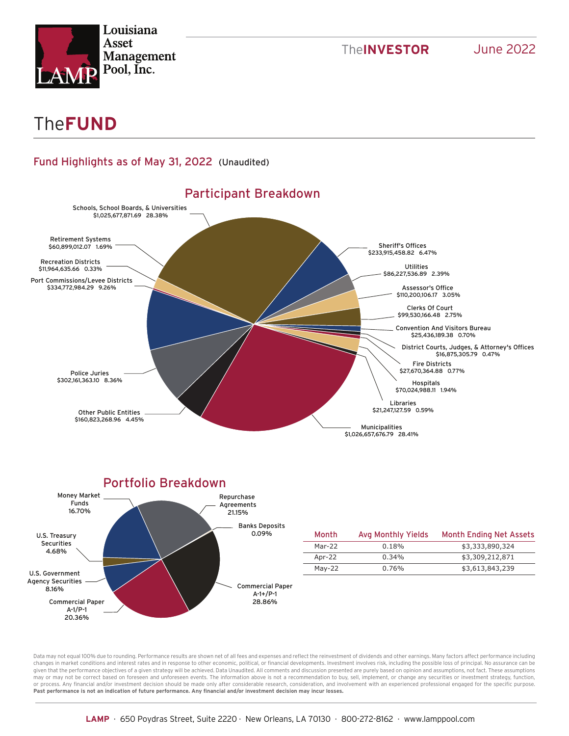Louisiana Asset Management Pool, Inc.

LAMP

The**INVESTOR** June 2022

# The**FUND**

## Fund Highlights as of May 31, 2022 (Unaudited)

### Participant Breakdown

Schools, School Boards, & Universities
$1,025,677,871.69 28.38%

Retirement Systems
$60,899,012.07 1.69%

Recreation Districts
$11,964,635.66 0.33%

Port Commissions/Levee Districts
$334,772,984.29 9.26%

Police Juries
$302,161,363.10 8.36%

Other Public Entities
$160,823,268.96 4.45%

Sheriff's Offices
$233,915,458.82 6.47%

Utilities
$86,227,536.89 2.39%

Assessor's Office
$110,200,106.17 3.05%

Clerks Of Court
$99,530,166.48 2.75%

Convention And Visitors Bureau
$25,436,189.38 0.70%

District Courts, Judges, & Attorney's Offices
$16,875,305.79 0.47%

Fire Districts
$27,670,364.88 0.77%

Hospitals
$70,024,988.11 1.94%

Libraries
$21,247,127.59 0.59%

Municipalities
$1,026,657,676.79 28.41%

### Portfolio Breakdown

Money Market Funds
16.70%

U.S. Treasury Securities
4.68%

U.S. Government Agency Securities
8.16%

Commercial Paper A-1/P-1
20.36%

Repurchase Agreements
21.15%

Banks Deposits
0.09%

Commercial Paper A-1+/P-1
28.86%

| Month | Avg Monthly Yields | Month Ending Net Assets |
|---|---|---|
| Mar-22 | 0.18% | $3,333,890,324 |
| Apr-22 | 0.34% | $3,309,212,871 |
| May-22 | 0.76% | $3,613,843,239 |

Data may not equal 100% due to rounding. Performance results are shown net of all fees and expenses and reflect the reinvestment of dividends and other earnings. Many factors affect performance including changes in market conditions and interest rates and in response to other economic, political, or financial developments. Investment involves risk, including the possible loss of principal. No assurance can be given that the performance objectives of a given strategy will be achieved. Data Unaudited. All comments and discussion presented are purely based on opinion and assumptions, not fact. These assumptions may or may not be correct based on foreseen and unforeseen events. The information above is not a recommendation to buy, sell, implement, or change any securities or investment strategy, function, or process. Any financial and/or investment decision should be made only after considerable research, consideration, and involvement with an experienced professional engaged for the specific purpose. **Past performance is not an indication of future performance. Any financial and/or investment decision may incur losses.**

**LAMP** · 650 Poydras Street, Suite 2220 · New Orleans, LA 70130 · 800-272-8162 · www.lamppool.com